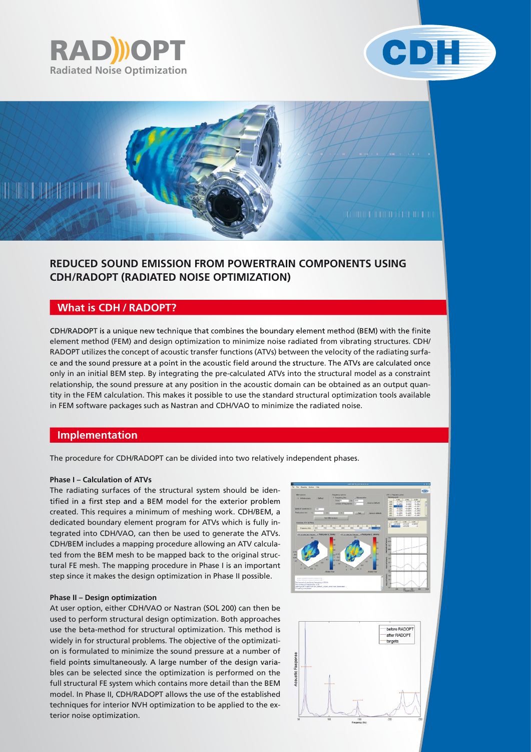# RAD))OPT

Radiated Noise Optimization

CDH

## REDUCED SOUND EMISSION FROM POWERTRAIN COMPONENTS USING CDH/RADOPT (RADIATED NOISE OPTIMIZATION)

## What is CDH / RADOPT?

CDH/RADOPT is a unique new technique that combines the boundary element method (BEM) with the finite element method (FEM) and design optimization to minimize noise radiated from vibrating structures. CDH/RADOPT utilizes the concept of acoustic transfer functions (ATVs) between the velocity of the radiating surface and the sound pressure at a point in the acoustic field around the structure. The ATVs are calculated once only in an initial BEM step. By integrating the pre-calculated ATVs into the structural model as a constraint relationship, the sound pressure at any position in the acoustic domain can be obtained as an output quantity in the FEM calculation. This makes it possible to use the standard structural optimization tools available in FEM software packages such as Nastran and CDH/VAO to minimize the radiated noise.

## Implementation

The procedure for CDH/RADOPT can be divided into two relatively independent phases.

### Phase I – Calculation of ATVs

The radiating surfaces of the structural system should be identified in a first step and a BEM model for the exterior problem created. This requires a minimum of meshing work. CDH/BEM, a dedicated boundary element program for ATVs which is fully integrated into CDH/VAO, can then be used to generate the ATVs. CDH/BEM includes a mapping procedure allowing an ATV calculated from the BEM mesh to be mapped back to the original structural FE mesh. The mapping procedure in Phase I is an important step since it makes the design optimization in Phase II possible.

### Phase II – Design optimization

At user option, either CDH/VAO or Nastran (SOL 200) can then be used to perform structural design optimization. Both approaches use the beta-method for structural optimization. This method is widely in for structural problems. The objective of the optimization is formulated to minimize the sound pressure at a number of field points simultaneously. A large number of the design variables can be selected since the optimization is performed on the full structural FE system which contains more detail than the BEM model. In Phase II, CDH/RADOPT allows the use of the established techniques for interior NVH optimization to be applied to the exterior noise optimization.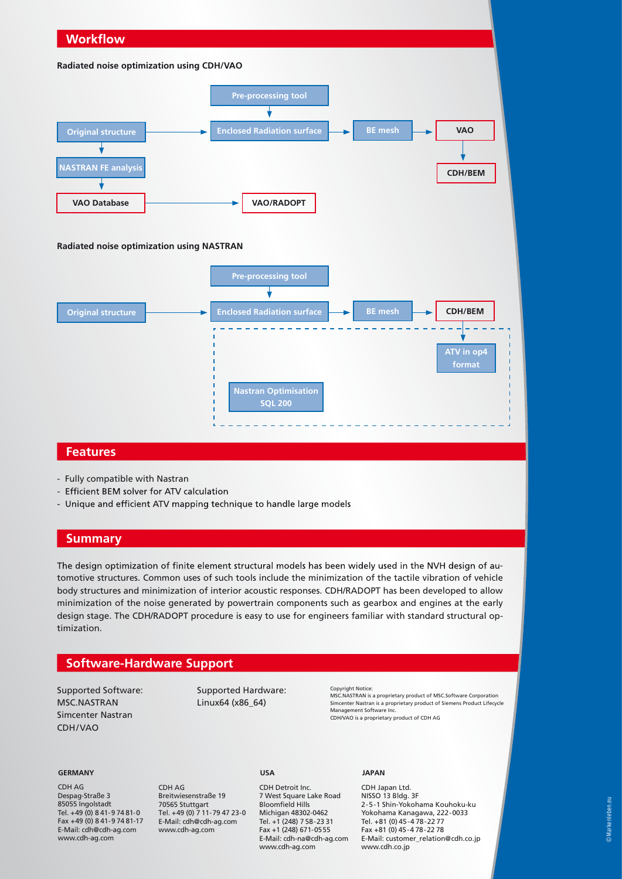## Workflow

**Radiated noise optimization using CDH/VAO**

Pre-processing tool

Original structure

Enclosed Radiation surface

BE mesh

VAO

NASTRAN FE analysis

CDH/BEM

VAO Database

VAO/RADOPT

**Radiated noise optimization using NASTRAN**

Pre-processing tool

Original structure

Enclosed Radiation surface

BE mesh

CDH/BEM

ATV in op4 format

Nastran Optimisation SQL 200

## Features

- Fully compatible with Nastran
- Efficient BEM solver for ATV calculation
- Unique and efficient ATV mapping technique to handle large models

## Summary

The design optimization of finite element structural models has been widely used in the NVH design of automotive structures. Common uses of such tools include the minimization of the tactile vibration of vehicle body structures and minimization of interior acoustic responses. CDH/RADOPT has been developed to allow minimization of the noise generated by powertrain components such as gearbox and engines at the early design stage. The CDH/RADOPT procedure is easy to use for engineers familiar with standard structural optimization.

## Software-Hardware Support

Supported Software:
MSC.NASTRAN
Simcenter Nastran
CDH/VAO

Supported Hardware:
Linux64 (x86_64)

Copyright Notice:
MSC.NASTRAN is a proprietary product of MSC.Software Corporation
Simcenter Nastran is a proprietary product of Siemens Product Lifecycle Management Software Inc.
CDH/VAO is a proprietary product of CDH AG

**GERMANY**

CDH AG
Despag-Straße 3
85055 Ingolstadt
Tel. +49 (0) 8 41-9 74 81-0
Fax +49 (0) 8 41-9 74 81-17
E-Mail: cdh@cdh-ag.com
www.cdh-ag.com

CDH AG
Breitwiesenstraße 19
70565 Stuttgart
Tel. +49 (0) 7 11-79 47 23-0
E-Mail: cdh@cdh-ag.com
www.cdh-ag.com

**USA**

CDH Detroit Inc.
7 West Square Lake Road
Bloomfield Hills
Michigan 48302-0462
Tel. +1 (248) 7 58-23 31
Fax +1 (248) 671-0555
E-Mail: cdh-na@cdh-ag.com
www.cdh-ag.com

**JAPAN**

CDH Japan Ltd.
NISSO 13 Bldg. 3F
2-5-1 Shin-Yokohama Kouhoku-ku
Yokohama Kanagawa, 222-0033
Tel. +81 (0) 45-4 78-22 77
Fax +81 (0) 45-4 78-22 78
E-Mail: customer_relation@cdh.co.jp
www.cdh.co.jp

© Marke nleben.eu